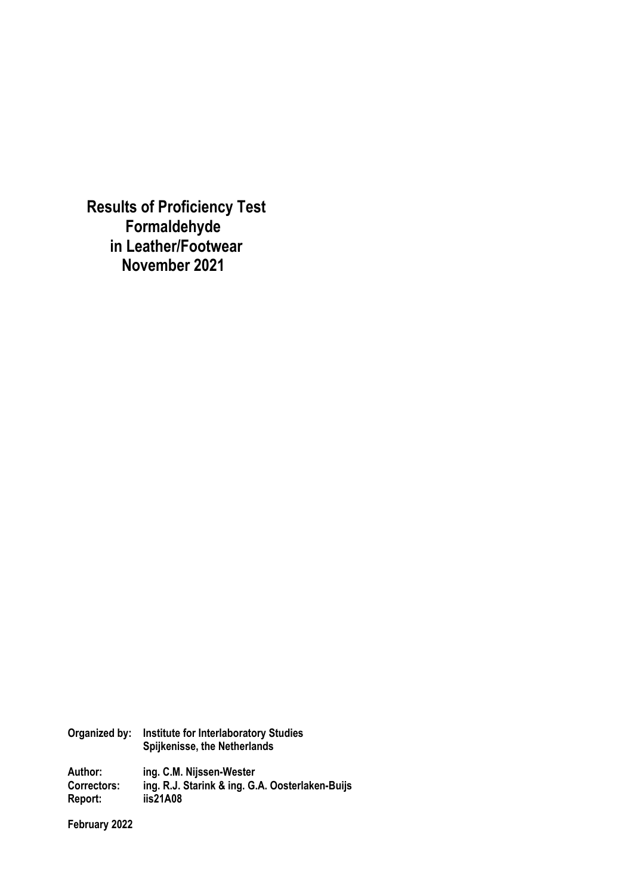# Results of Proficiency Test
# Formaldehyde
# in Leather/Footwear
# November 2021

**Organized by:** **Institute for Interlaboratory Studies**
**Spijkenisse, the Netherlands**

**Author:** **ing. C.M. Nijssen-Wester**
**Correctors:** **ing. R.J. Starink & ing. G.A. Oosterlaken-Buijs**
**Report:** **iis21A08**

**February 2022**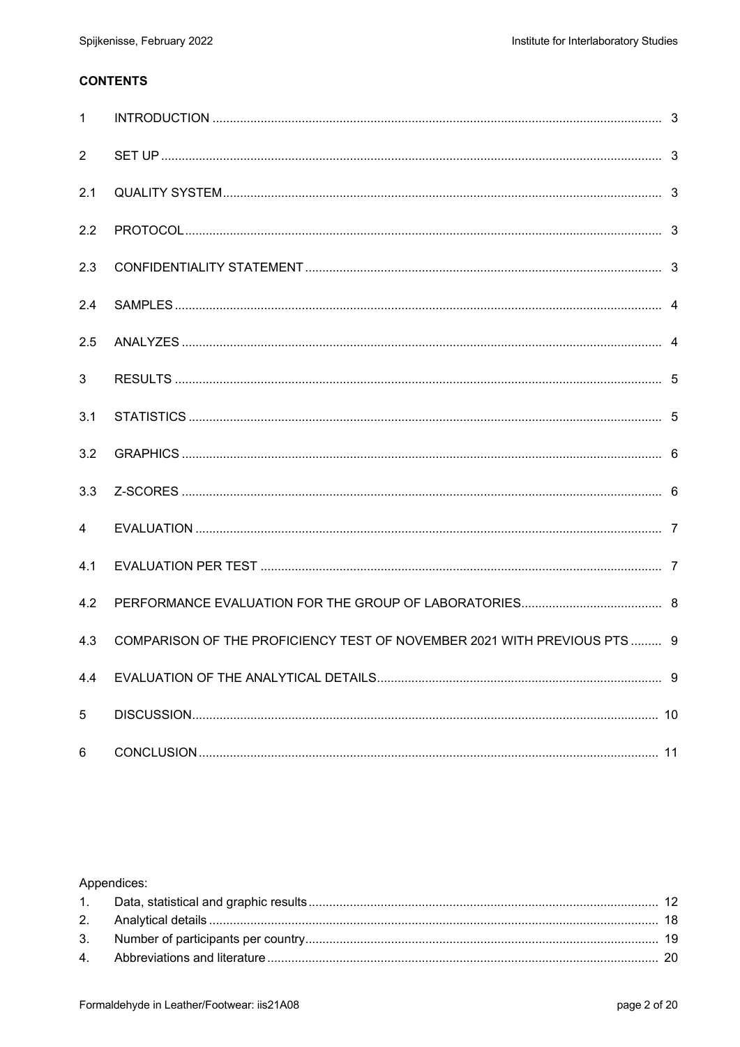**CONTENTS**

| | | |
|---|---|---|
| 1 | INTRODUCTION | 3 |
| 2 | SET UP | 3 |
| 2.1 | QUALITY SYSTEM | 3 |
| 2.2 | PROTOCOL | 3 |
| 2.3 | CONFIDENTIALITY STATEMENT | 3 |
| 2.4 | SAMPLES | 4 |
| 2.5 | ANALYZES | 4 |
| 3 | RESULTS | 5 |
| 3.1 | STATISTICS | 5 |
| 3.2 | GRAPHICS | 6 |
| 3.3 | Z-SCORES | 6 |
| 4 | EVALUATION | 7 |
| 4.1 | EVALUATION PER TEST | 7 |
| 4.2 | PERFORMANCE EVALUATION FOR THE GROUP OF LABORATORIES | 8 |
| 4.3 | COMPARISON OF THE PROFICIENCY TEST OF NOVEMBER 2021 WITH PREVIOUS PTS | 9 |
| 4.4 | EVALUATION OF THE ANALYTICAL DETAILS | 9 |
| 5 | DISCUSSION | 10 |
| 6 | CONCLUSION | 11 |

Appendices:

| | | |
|---|---|---|
| 1. | Data, statistical and graphic results | 12 |
| 2. | Analytical details | 18 |
| 3. | Number of participants per country | 19 |
| 4. | Abbreviations and literature | 20 |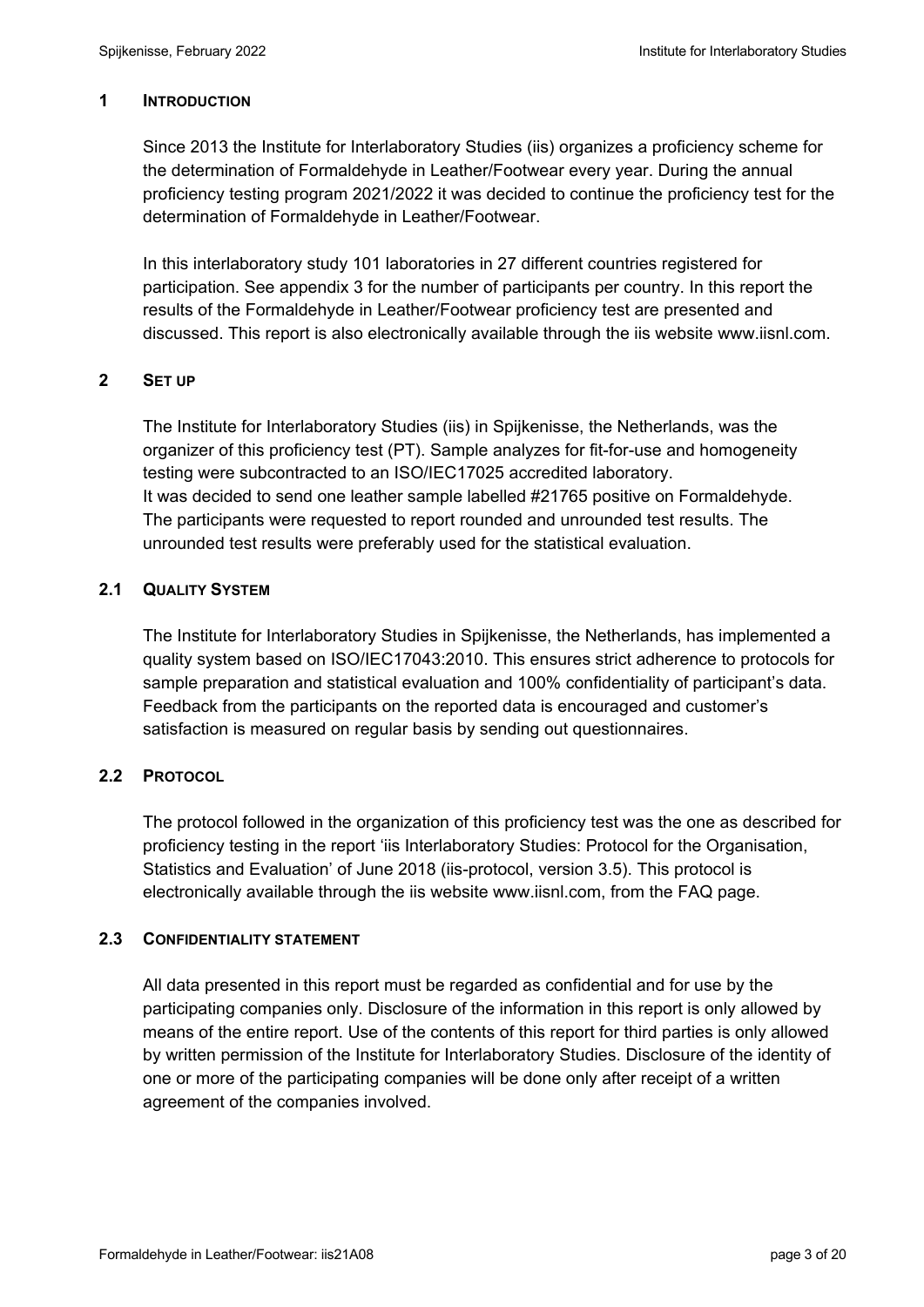## 1 INTRODUCTION

Since 2013 the Institute for Interlaboratory Studies (iis) organizes a proficiency scheme for the determination of Formaldehyde in Leather/Footwear every year. During the annual proficiency testing program 2021/2022 it was decided to continue the proficiency test for the determination of Formaldehyde in Leather/Footwear.

In this interlaboratory study 101 laboratories in 27 different countries registered for participation. See appendix 3 for the number of participants per country. In this report the results of the Formaldehyde in Leather/Footwear proficiency test are presented and discussed. This report is also electronically available through the iis website www.iisnl.com.

## 2 SET UP

The Institute for Interlaboratory Studies (iis) in Spijkenisse, the Netherlands, was the organizer of this proficiency test (PT). Sample analyzes for fit-for-use and homogeneity testing were subcontracted to an ISO/IEC17025 accredited laboratory.
It was decided to send one leather sample labelled #21765 positive on Formaldehyde.
The participants were requested to report rounded and unrounded test results. The unrounded test results were preferably used for the statistical evaluation.

### 2.1 QUALITY SYSTEM

The Institute for Interlaboratory Studies in Spijkenisse, the Netherlands, has implemented a quality system based on ISO/IEC17043:2010. This ensures strict adherence to protocols for sample preparation and statistical evaluation and 100% confidentiality of participant's data. Feedback from the participants on the reported data is encouraged and customer's satisfaction is measured on regular basis by sending out questionnaires.

### 2.2 PROTOCOL

The protocol followed in the organization of this proficiency test was the one as described for proficiency testing in the report 'iis Interlaboratory Studies: Protocol for the Organisation, Statistics and Evaluation' of June 2018 (iis-protocol, version 3.5). This protocol is electronically available through the iis website www.iisnl.com, from the FAQ page.

### 2.3 CONFIDENTIALITY STATEMENT

All data presented in this report must be regarded as confidential and for use by the participating companies only. Disclosure of the information in this report is only allowed by means of the entire report. Use of the contents of this report for third parties is only allowed by written permission of the Institute for Interlaboratory Studies. Disclosure of the identity of one or more of the participating companies will be done only after receipt of a written agreement of the companies involved.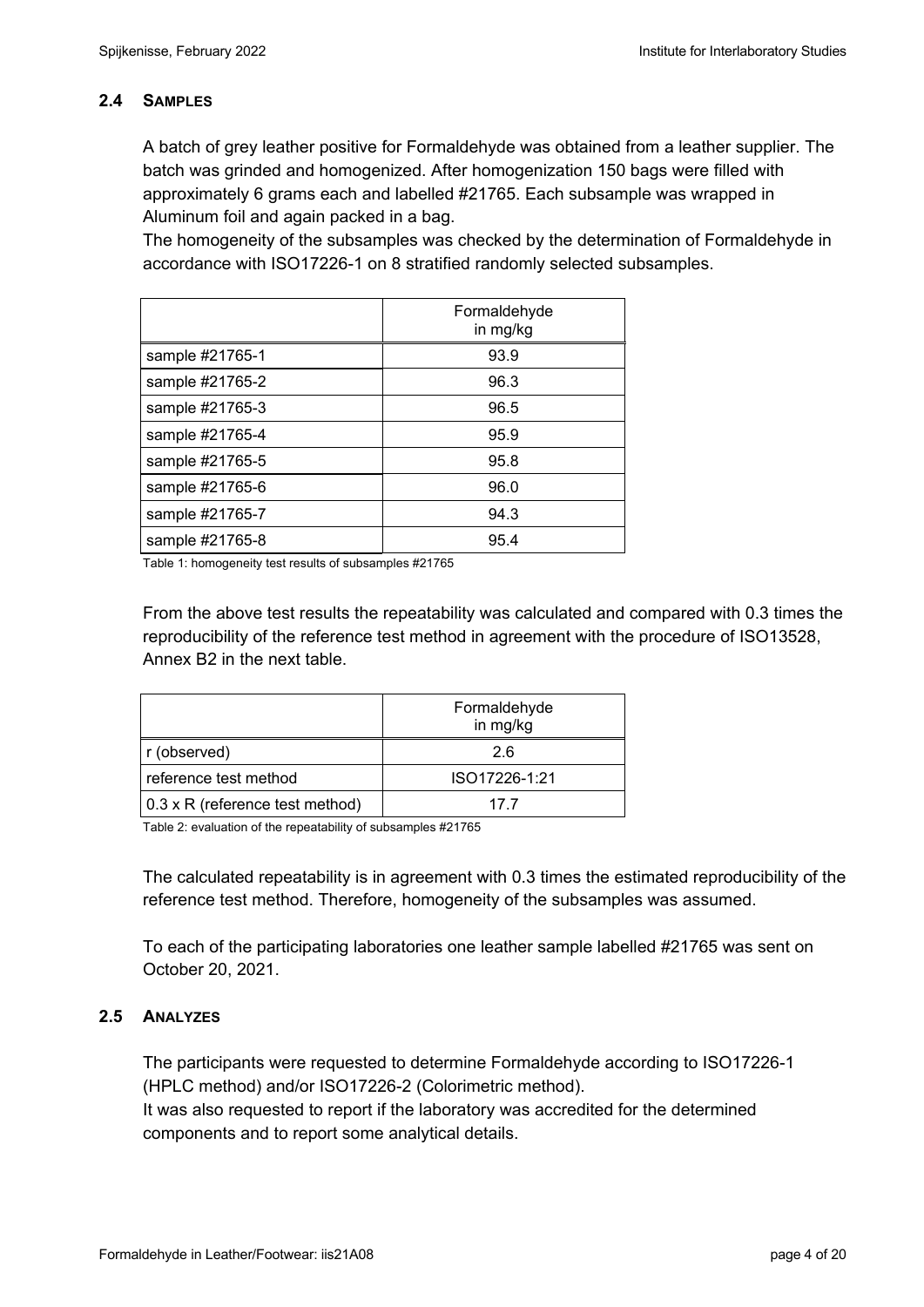### 2.4 SAMPLES

A batch of grey leather positive for Formaldehyde was obtained from a leather supplier. The batch was grinded and homogenized. After homogenization 150 bags were filled with approximately 6 grams each and labelled #21765. Each subsample was wrapped in Aluminum foil and again packed in a bag.
The homogeneity of the subsamples was checked by the determination of Formaldehyde in accordance with ISO17226-1 on 8 stratified randomly selected subsamples.

| | Formaldehyde in mg/kg |
|---|---|
| sample #21765-1 | 93.9 |
| sample #21765-2 | 96.3 |
| sample #21765-3 | 96.5 |
| sample #21765-4 | 95.9 |
| sample #21765-5 | 95.8 |
| sample #21765-6 | 96.0 |
| sample #21765-7 | 94.3 |
| sample #21765-8 | 95.4 |

Table 1: homogeneity test results of subsamples #21765

From the above test results the repeatability was calculated and compared with 0.3 times the reproducibility of the reference test method in agreement with the procedure of ISO13528, Annex B2 in the next table.

| | Formaldehyde in mg/kg |
|---|---|
| r (observed) | 2.6 |
| reference test method | ISO17226-1:21 |
| 0.3 x R (reference test method) | 17.7 |

Table 2: evaluation of the repeatability of subsamples #21765

The calculated repeatability is in agreement with 0.3 times the estimated reproducibility of the reference test method. Therefore, homogeneity of the subsamples was assumed.

To each of the participating laboratories one leather sample labelled #21765 was sent on October 20, 2021.

### 2.5 ANALYZES

The participants were requested to determine Formaldehyde according to ISO17226-1 (HPLC method) and/or ISO17226-2 (Colorimetric method).
It was also requested to report if the laboratory was accredited for the determined components and to report some analytical details.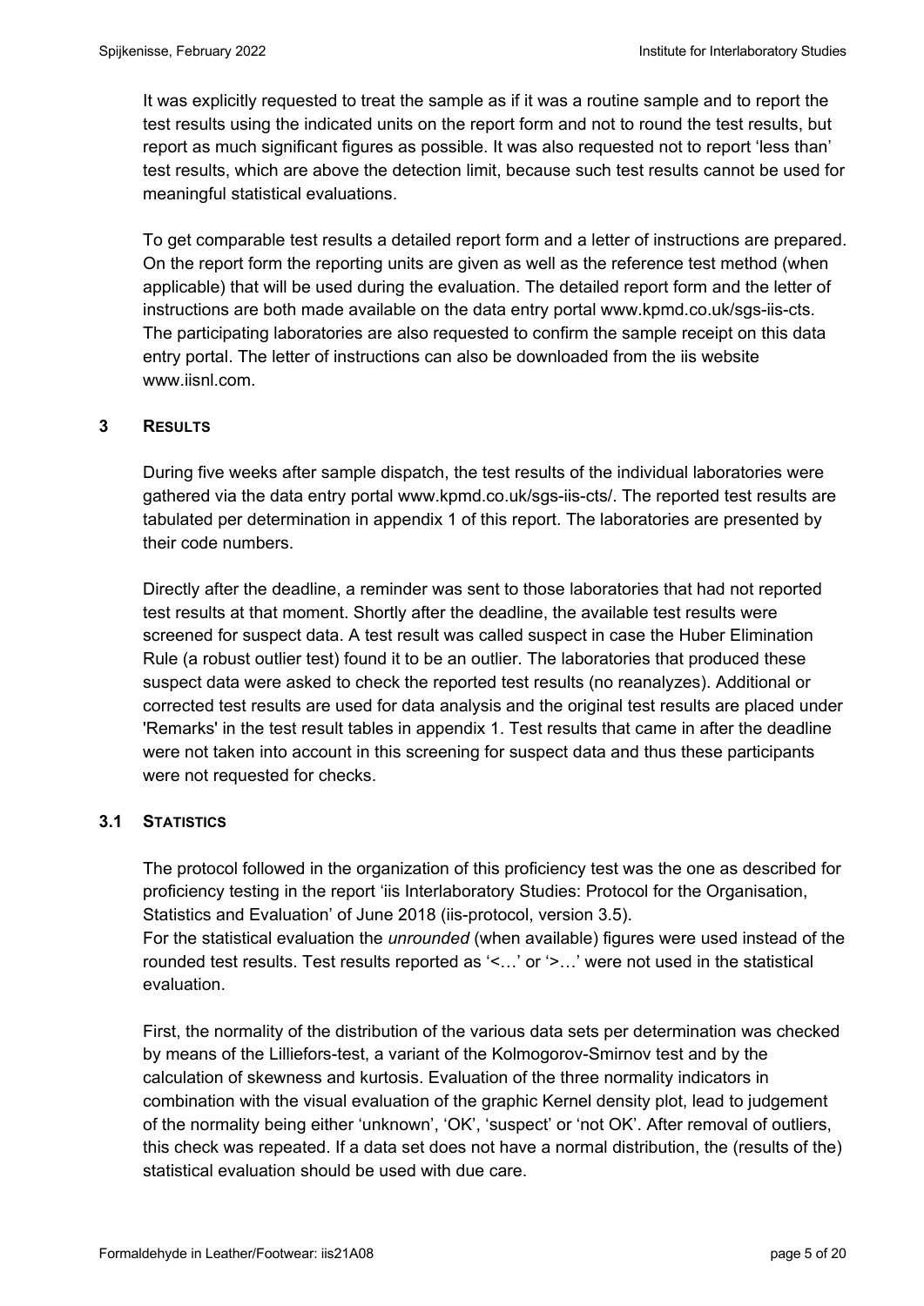It was explicitly requested to treat the sample as if it was a routine sample and to report the test results using the indicated units on the report form and not to round the test results, but report as much significant figures as possible. It was also requested not to report 'less than' test results, which are above the detection limit, because such test results cannot be used for meaningful statistical evaluations.

To get comparable test results a detailed report form and a letter of instructions are prepared. On the report form the reporting units are given as well as the reference test method (when applicable) that will be used during the evaluation. The detailed report form and the letter of instructions are both made available on the data entry portal www.kpmd.co.uk/sgs-iis-cts. The participating laboratories are also requested to confirm the sample receipt on this data entry portal. The letter of instructions can also be downloaded from the iis website www.iisnl.com.

## 3 RESULTS

During five weeks after sample dispatch, the test results of the individual laboratories were gathered via the data entry portal www.kpmd.co.uk/sgs-iis-cts/. The reported test results are tabulated per determination in appendix 1 of this report. The laboratories are presented by their code numbers.

Directly after the deadline, a reminder was sent to those laboratories that had not reported test results at that moment. Shortly after the deadline, the available test results were screened for suspect data. A test result was called suspect in case the Huber Elimination Rule (a robust outlier test) found it to be an outlier. The laboratories that produced these suspect data were asked to check the reported test results (no reanalyzes). Additional or corrected test results are used for data analysis and the original test results are placed under 'Remarks' in the test result tables in appendix 1. Test results that came in after the deadline were not taken into account in this screening for suspect data and thus these participants were not requested for checks.

### 3.1 STATISTICS

The protocol followed in the organization of this proficiency test was the one as described for proficiency testing in the report 'iis Interlaboratory Studies: Protocol for the Organisation, Statistics and Evaluation' of June 2018 (iis-protocol, version 3.5).
For the statistical evaluation the *unrounded* (when available) figures were used instead of the rounded test results. Test results reported as '<…' or '>…' were not used in the statistical evaluation.

First, the normality of the distribution of the various data sets per determination was checked by means of the Lilliefors-test, a variant of the Kolmogorov-Smirnov test and by the calculation of skewness and kurtosis. Evaluation of the three normality indicators in combination with the visual evaluation of the graphic Kernel density plot, lead to judgement of the normality being either 'unknown', 'OK', 'suspect' or 'not OK'. After removal of outliers, this check was repeated. If a data set does not have a normal distribution, the (results of the) statistical evaluation should be used with due care.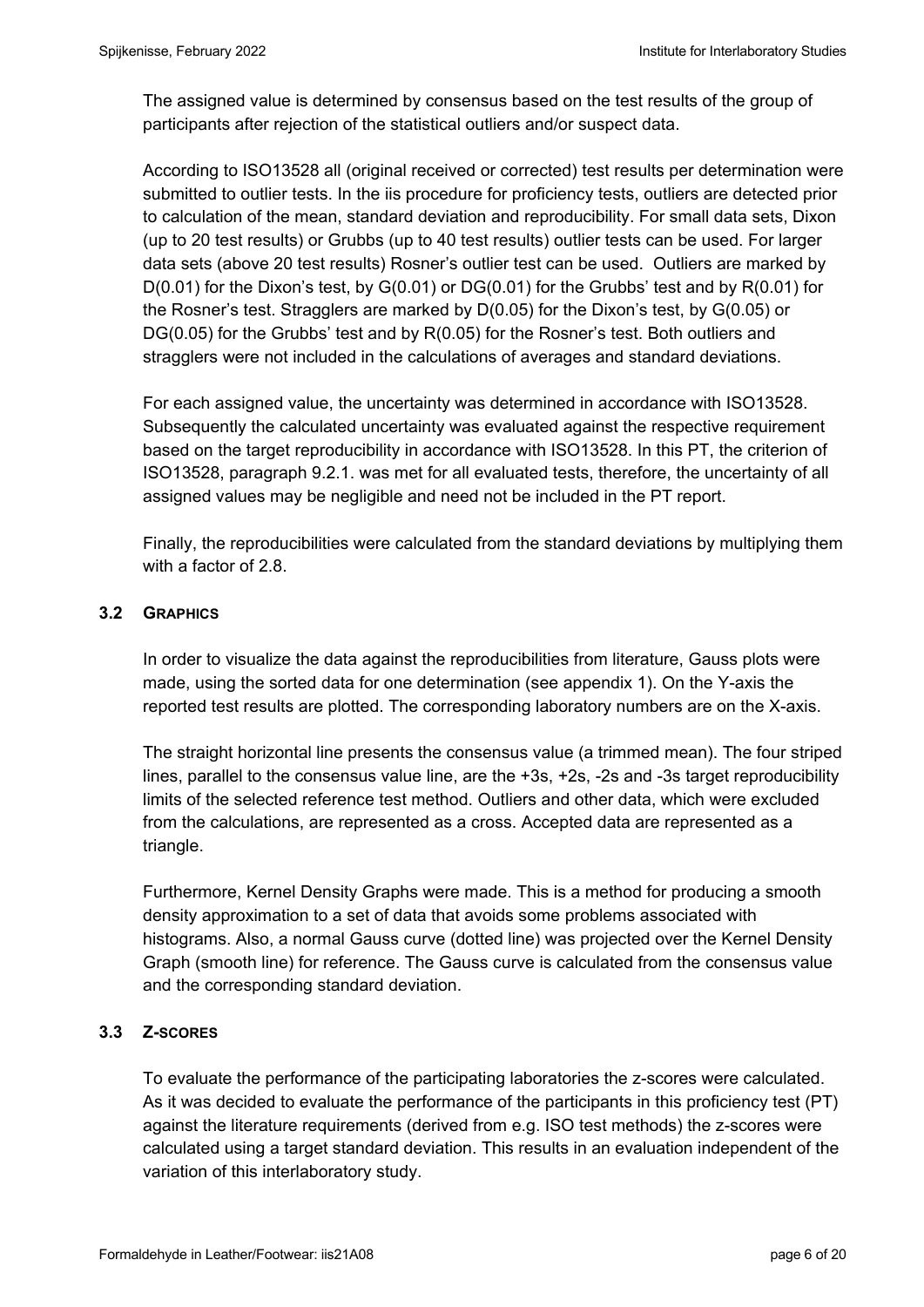The assigned value is determined by consensus based on the test results of the group of participants after rejection of the statistical outliers and/or suspect data.

According to ISO13528 all (original received or corrected) test results per determination were submitted to outlier tests. In the iis procedure for proficiency tests, outliers are detected prior to calculation of the mean, standard deviation and reproducibility. For small data sets, Dixon (up to 20 test results) or Grubbs (up to 40 test results) outlier tests can be used. For larger data sets (above 20 test results) Rosner's outlier test can be used. Outliers are marked by D(0.01) for the Dixon's test, by G(0.01) or DG(0.01) for the Grubbs' test and by R(0.01) for the Rosner's test. Stragglers are marked by D(0.05) for the Dixon's test, by G(0.05) or DG(0.05) for the Grubbs' test and by R(0.05) for the Rosner's test. Both outliers and stragglers were not included in the calculations of averages and standard deviations.

For each assigned value, the uncertainty was determined in accordance with ISO13528. Subsequently the calculated uncertainty was evaluated against the respective requirement based on the target reproducibility in accordance with ISO13528. In this PT, the criterion of ISO13528, paragraph 9.2.1. was met for all evaluated tests, therefore, the uncertainty of all assigned values may be negligible and need not be included in the PT report.

Finally, the reproducibilities were calculated from the standard deviations by multiplying them with a factor of 2.8.

### 3.2 GRAPHICS

In order to visualize the data against the reproducibilities from literature, Gauss plots were made, using the sorted data for one determination (see appendix 1). On the Y-axis the reported test results are plotted. The corresponding laboratory numbers are on the X-axis.

The straight horizontal line presents the consensus value (a trimmed mean). The four striped lines, parallel to the consensus value line, are the +3s, +2s, -2s and -3s target reproducibility limits of the selected reference test method. Outliers and other data, which were excluded from the calculations, are represented as a cross. Accepted data are represented as a triangle.

Furthermore, Kernel Density Graphs were made. This is a method for producing a smooth density approximation to a set of data that avoids some problems associated with histograms. Also, a normal Gauss curve (dotted line) was projected over the Kernel Density Graph (smooth line) for reference. The Gauss curve is calculated from the consensus value and the corresponding standard deviation.

### 3.3 Z-SCORES

To evaluate the performance of the participating laboratories the z-scores were calculated. As it was decided to evaluate the performance of the participants in this proficiency test (PT) against the literature requirements (derived from e.g. ISO test methods) the z-scores were calculated using a target standard deviation. This results in an evaluation independent of the variation of this interlaboratory study.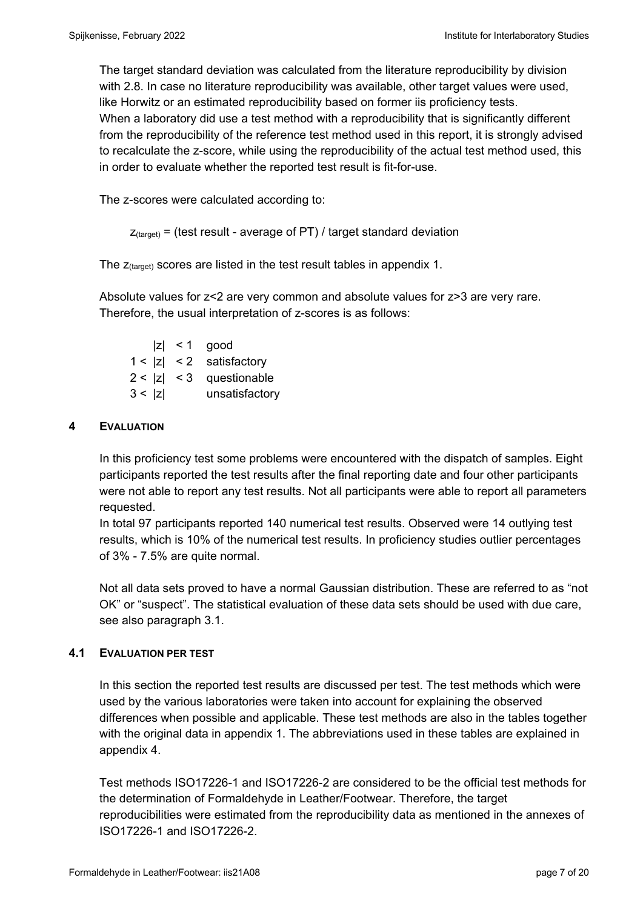The target standard deviation was calculated from the literature reproducibility by division with 2.8. In case no literature reproducibility was available, other target values were used, like Horwitz or an estimated reproducibility based on former iis proficiency tests.
When a laboratory did use a test method with a reproducibility that is significantly different from the reproducibility of the reference test method used in this report, it is strongly advised to recalculate the z-score, while using the reproducibility of the actual test method used, this in order to evaluate whether the reported test result is fit-for-use.

The z-scores were calculated according to:

$$z_{(target)} = (\text{test result - average of PT}) / \text{target standard deviation}$$

The $z_{(target)}$ scores are listed in the test result tables in appendix 1.

Absolute values for z<2 are very common and absolute values for z>3 are very rare. Therefore, the usual interpretation of z-scores is as follows:

| | |
|---|---|
| $\|z\| < 1$ | good |
| $1 < \|z\| < 2$ | satisfactory |
| $2 < \|z\| < 3$ | questionable |
| $3 < \|z\|$ | unsatisfactory |

## 4 EVALUATION

In this proficiency test some problems were encountered with the dispatch of samples. Eight participants reported the test results after the final reporting date and four other participants were not able to report any test results. Not all participants were able to report all parameters requested.
In total 97 participants reported 140 numerical test results. Observed were 14 outlying test results, which is 10% of the numerical test results. In proficiency studies outlier percentages of 3% - 7.5% are quite normal.

Not all data sets proved to have a normal Gaussian distribution. These are referred to as “not OK” or “suspect”. The statistical evaluation of these data sets should be used with due care, see also paragraph 3.1.

### 4.1 EVALUATION PER TEST

In this section the reported test results are discussed per test. The test methods which were used by the various laboratories were taken into account for explaining the observed differences when possible and applicable. These test methods are also in the tables together with the original data in appendix 1. The abbreviations used in these tables are explained in appendix 4.

Test methods ISO17226-1 and ISO17226-2 are considered to be the official test methods for the determination of Formaldehyde in Leather/Footwear. Therefore, the target reproducibilities were estimated from the reproducibility data as mentioned in the annexes of ISO17226-1 and ISO17226-2.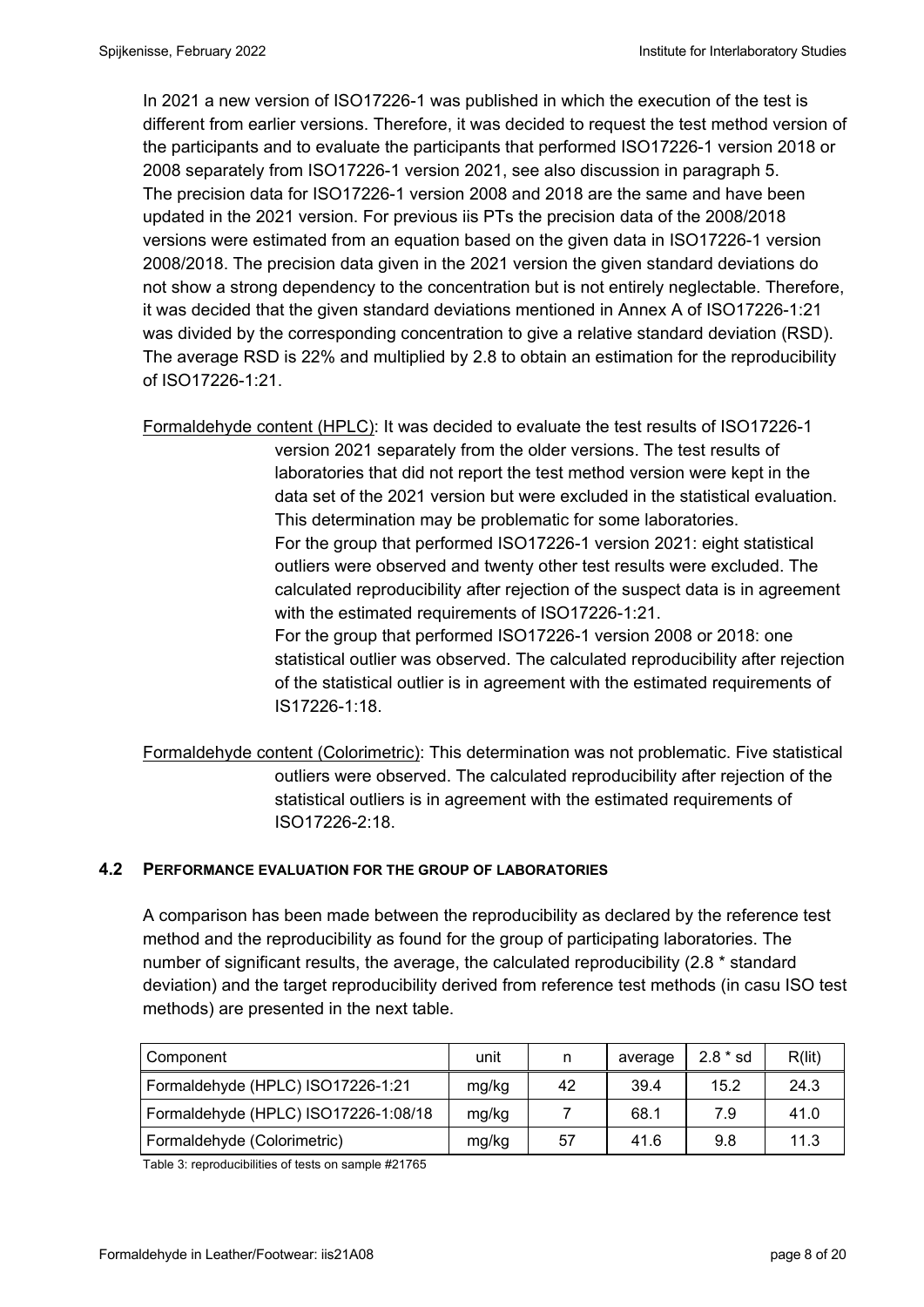In 2021 a new version of ISO17226-1 was published in which the execution of the test is different from earlier versions. Therefore, it was decided to request the test method version of the participants and to evaluate the participants that performed ISO17226-1 version 2018 or 2008 separately from ISO17226-1 version 2021, see also discussion in paragraph 5. The precision data for ISO17226-1 version 2008 and 2018 are the same and have been updated in the 2021 version. For previous iis PTs the precision data of the 2008/2018 versions were estimated from an equation based on the given data in ISO17226-1 version 2008/2018. The precision data given in the 2021 version the given standard deviations do not show a strong dependency to the concentration but is not entirely neglectable. Therefore, it was decided that the given standard deviations mentioned in Annex A of ISO17226-1:21 was divided by the corresponding concentration to give a relative standard deviation (RSD). The average RSD is 22% and multiplied by 2.8 to obtain an estimation for the reproducibility of ISO17226-1:21.

Formaldehyde content (HPLC): It was decided to evaluate the test results of ISO17226-1 version 2021 separately from the older versions. The test results of laboratories that did not report the test method version were kept in the data set of the 2021 version but were excluded in the statistical evaluation. This determination may be problematic for some laboratories.
For the group that performed ISO17226-1 version 2021: eight statistical outliers were observed and twenty other test results were excluded. The calculated reproducibility after rejection of the suspect data is in agreement with the estimated requirements of ISO17226-1:21.
For the group that performed ISO17226-1 version 2008 or 2018: one statistical outlier was observed. The calculated reproducibility after rejection of the statistical outlier is in agreement with the estimated requirements of IS17226-1:18.

Formaldehyde content (Colorimetric): This determination was not problematic. Five statistical outliers were observed. The calculated reproducibility after rejection of the statistical outliers is in agreement with the estimated requirements of ISO17226-2:18.

## 4.2 PERFORMANCE EVALUATION FOR THE GROUP OF LABORATORIES

A comparison has been made between the reproducibility as declared by the reference test method and the reproducibility as found for the group of participating laboratories. The number of significant results, the average, the calculated reproducibility (2.8 * standard deviation) and the target reproducibility derived from reference test methods (in casu ISO test methods) are presented in the next table.

| Component | unit | n | average | 2.8 * sd | R(lit) |
|---|---|---|---|---|---|
| Formaldehyde (HPLC) ISO17226-1:21 | mg/kg | 42 | 39.4 | 15.2 | 24.3 |
| Formaldehyde (HPLC) ISO17226-1:08/18 | mg/kg | 7 | 68.1 | 7.9 | 41.0 |
| Formaldehyde (Colorimetric) | mg/kg | 57 | 41.6 | 9.8 | 11.3 |

Table 3: reproducibilities of tests on sample #21765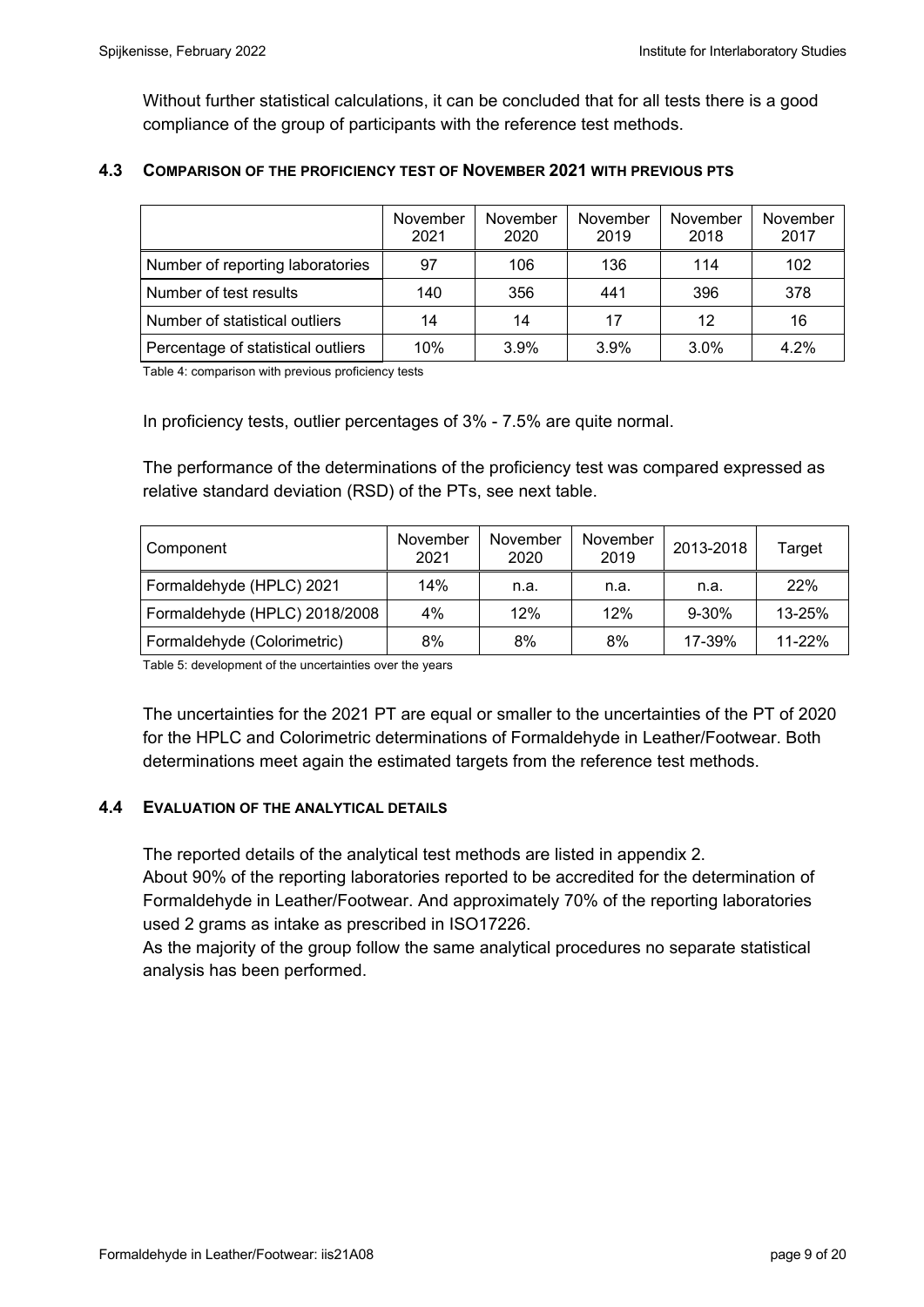Without further statistical calculations, it can be concluded that for all tests there is a good compliance of the group of participants with the reference test methods.

### 4.3 COMPARISON OF THE PROFICIENCY TEST OF NOVEMBER 2021 WITH PREVIOUS PTS

| | November 2021 | November 2020 | November 2019 | November 2018 | November 2017 |
|---|---|---|---|---|---|
| Number of reporting laboratories | 97 | 106 | 136 | 114 | 102 |
| Number of test results | 140 | 356 | 441 | 396 | 378 |
| Number of statistical outliers | 14 | 14 | 17 | 12 | 16 |
| Percentage of statistical outliers | 10% | 3.9% | 3.9% | 3.0% | 4.2% |

Table 4: comparison with previous proficiency tests

In proficiency tests, outlier percentages of 3% - 7.5% are quite normal.

The performance of the determinations of the proficiency test was compared expressed as relative standard deviation (RSD) of the PTs, see next table.

| Component | November 2021 | November 2020 | November 2019 | 2013-2018 | Target |
|---|---|---|---|---|---|
| Formaldehyde (HPLC) 2021 | 14% | n.a. | n.a. | n.a. | 22% |
| Formaldehyde (HPLC) 2018/2008 | 4% | 12% | 12% | 9-30% | 13-25% |
| Formaldehyde (Colorimetric) | 8% | 8% | 8% | 17-39% | 11-22% |

Table 5: development of the uncertainties over the years

The uncertainties for the 2021 PT are equal or smaller to the uncertainties of the PT of 2020 for the HPLC and Colorimetric determinations of Formaldehyde in Leather/Footwear. Both determinations meet again the estimated targets from the reference test methods.

### 4.4 EVALUATION OF THE ANALYTICAL DETAILS

The reported details of the analytical test methods are listed in appendix 2.
About 90% of the reporting laboratories reported to be accredited for the determination of Formaldehyde in Leather/Footwear. And approximately 70% of the reporting laboratories used 2 grams as intake as prescribed in ISO17226.
As the majority of the group follow the same analytical procedures no separate statistical analysis has been performed.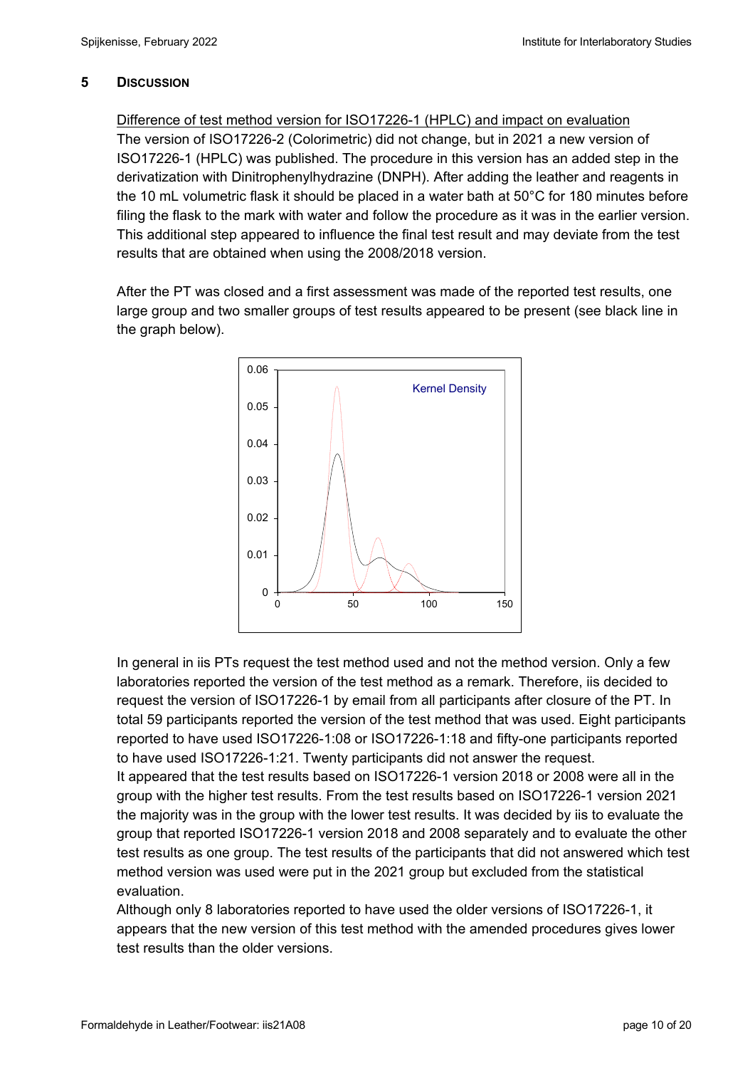## 5 DISCUSSION

Difference of test method version for ISO17226-1 (HPLC) and impact on evaluation

The version of ISO17226-2 (Colorimetric) did not change, but in 2021 a new version of ISO17226-1 (HPLC) was published. The procedure in this version has an added step in the derivatization with Dinitrophenylhydrazine (DNPH). After adding the leather and reagents in the 10 mL volumetric flask it should be placed in a water bath at 50°C for 180 minutes before filing the flask to the mark with water and follow the procedure as it was in the earlier version. This additional step appeared to influence the final test result and may deviate from the test results that are obtained when using the 2008/2018 version.

After the PT was closed and a first assessment was made of the reported test results, one large group and two smaller groups of test results appeared to be present (see black line in the graph below).

In general in iis PTs request the test method used and not the method version. Only a few laboratories reported the version of the test method as a remark. Therefore, iis decided to request the version of ISO17226-1 by email from all participants after closure of the PT. In total 59 participants reported the version of the test method that was used. Eight participants reported to have used ISO17226-1:08 or ISO17226-1:18 and fifty-one participants reported to have used ISO17226-1:21. Twenty participants did not answer the request.

It appeared that the test results based on ISO17226-1 version 2018 or 2008 were all in the group with the higher test results. From the test results based on ISO17226-1 version 2021 the majority was in the group with the lower test results. It was decided by iis to evaluate the group that reported ISO17226-1 version 2018 and 2008 separately and to evaluate the other test results as one group. The test results of the participants that did not answered which test method version was used were put in the 2021 group but excluded from the statistical evaluation.

Although only 8 laboratories reported to have used the older versions of ISO17226-1, it appears that the new version of this test method with the amended procedures gives lower test results than the older versions.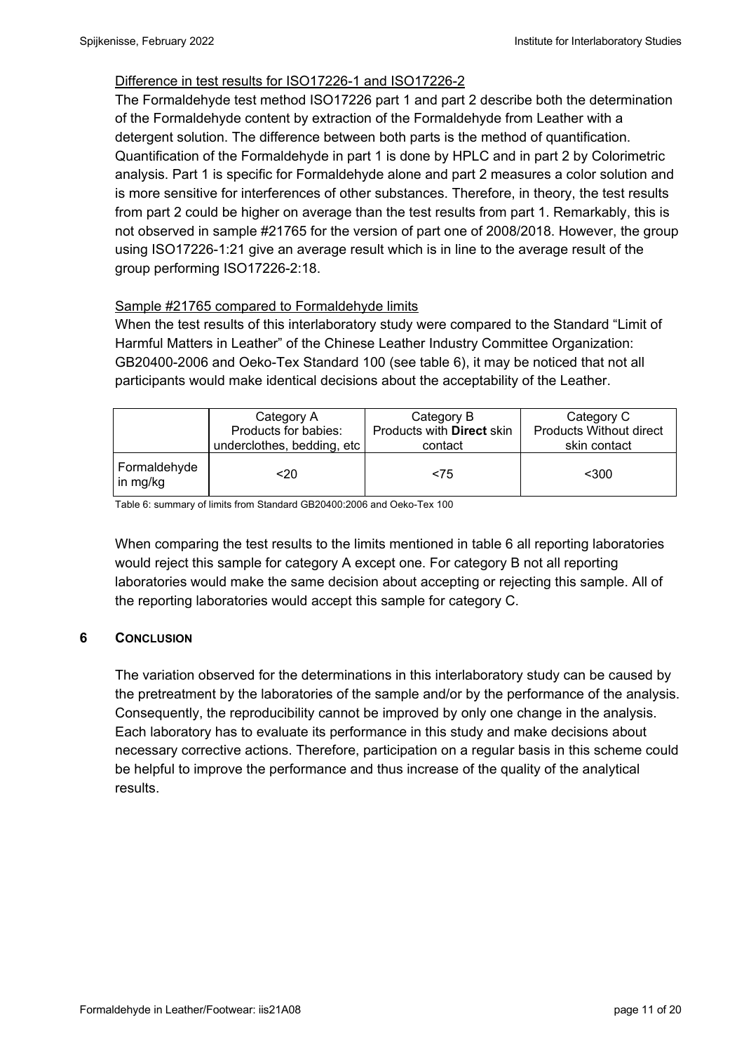Difference in test results for ISO17226-1 and ISO17226-2

The Formaldehyde test method ISO17226 part 1 and part 2 describe both the determination of the Formaldehyde content by extraction of the Formaldehyde from Leather with a detergent solution. The difference between both parts is the method of quantification. Quantification of the Formaldehyde in part 1 is done by HPLC and in part 2 by Colorimetric analysis. Part 1 is specific for Formaldehyde alone and part 2 measures a color solution and is more sensitive for interferences of other substances. Therefore, in theory, the test results from part 2 could be higher on average than the test results from part 1. Remarkably, this is not observed in sample #21765 for the version of part one of 2008/2018. However, the group using ISO17226-1:21 give an average result which is in line to the average result of the group performing ISO17226-2:18.

Sample #21765 compared to Formaldehyde limits

When the test results of this interlaboratory study were compared to the Standard "Limit of Harmful Matters in Leather" of the Chinese Leather Industry Committee Organization: GB20400-2006 and Oeko-Tex Standard 100 (see table 6), it may be noticed that not all participants would make identical decisions about the acceptability of the Leather.

| | Category A Products for babies: underclothes, bedding, etc | Category B Products with **Direct** skin contact | Category C Products Without direct skin contact |
|---|---|---|---|
| Formaldehyde in mg/kg | <20 | <75 | <300 |

Table 6: summary of limits from Standard GB20400:2006 and Oeko-Tex 100

When comparing the test results to the limits mentioned in table 6 all reporting laboratories would reject this sample for category A except one. For category B not all reporting laboratories would make the same decision about accepting or rejecting this sample. All of the reporting laboratories would accept this sample for category C.

## 6 CONCLUSION

The variation observed for the determinations in this interlaboratory study can be caused by the pretreatment by the laboratories of the sample and/or by the performance of the analysis. Consequently, the reproducibility cannot be improved by only one change in the analysis. Each laboratory has to evaluate its performance in this study and make decisions about necessary corrective actions. Therefore, participation on a regular basis in this scheme could be helpful to improve the performance and thus increase of the quality of the analytical results.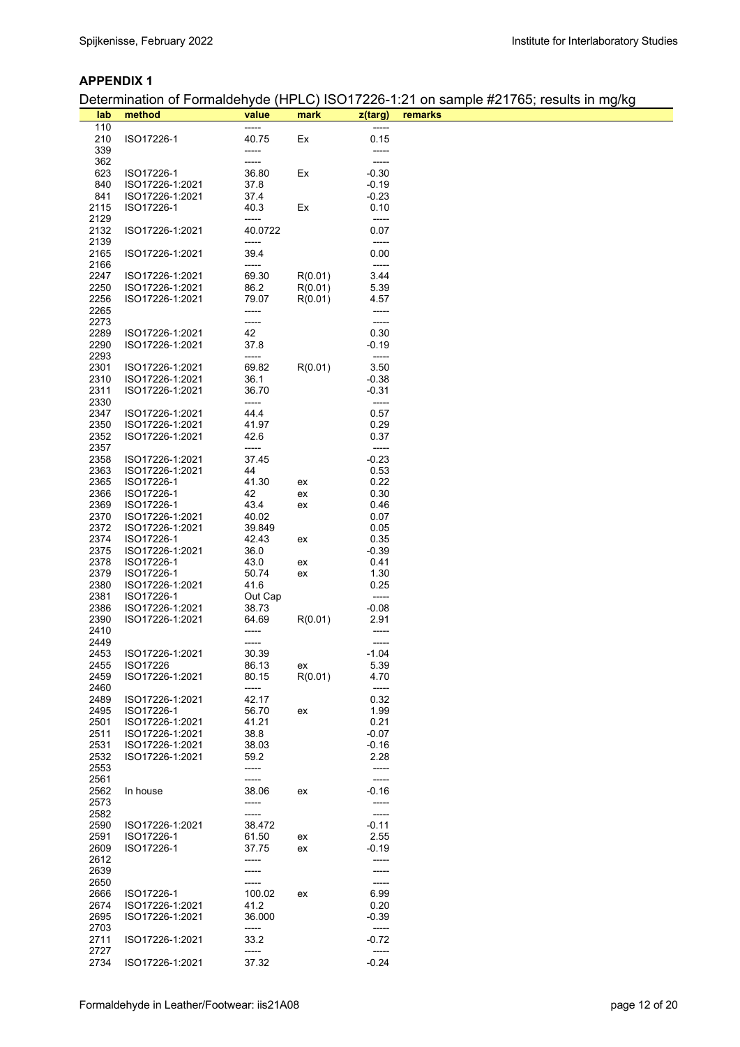## APPENDIX 1

Determination of Formaldehyde (HPLC) ISO17226-1:21 on sample #21765; results in mg/kg

| lab | method | value | mark | z(targ) | remarks |
|---|---|---|---|---|---|
| 110 | | ----- | | ----- | |
| 210 | ISO17226-1 | 40.75 | Ex | 0.15 | |
| 339 | | ----- | | ----- | |
| 362 | | ----- | | ----- | |
| 623 | ISO17226-1 | 36.80 | Ex | -0.30 | |
| 840 | ISO17226-1:2021 | 37.8 | | -0.19 | |
| 841 | ISO17226-1:2021 | 37.4 | | -0.23 | |
| 2115 | ISO17226-1 | 40.3 | Ex | 0.10 | |
| 2129 | | ----- | | ----- | |
| 2132 | ISO17226-1:2021 | 40.0722 | | 0.07 | |
| 2139 | | ----- | | ----- | |
| 2165 | ISO17226-1:2021 | 39.4 | | 0.00 | |
| 2166 | | ----- | | ----- | |
| 2247 | ISO17226-1:2021 | 69.30 | R(0.01) | 3.44 | |
| 2250 | ISO17226-1:2021 | 86.2 | R(0.01) | 5.39 | |
| 2256 | ISO17226-1:2021 | 79.07 | R(0.01) | 4.57 | |
| 2265 | | ----- | | ----- | |
| 2273 | | ----- | | ----- | |
| 2289 | ISO17226-1:2021 | 42 | | 0.30 | |
| 2290 | ISO17226-1:2021 | 37.8 | | -0.19 | |
| 2293 | | ----- | | ----- | |
| 2301 | ISO17226-1:2021 | 69.82 | R(0.01) | 3.50 | |
| 2310 | ISO17226-1:2021 | 36.1 | | -0.38 | |
| 2311 | ISO17226-1:2021 | 36.70 | | -0.31 | |
| 2330 | | ----- | | ----- | |
| 2347 | ISO17226-1:2021 | 44.4 | | 0.57 | |
| 2350 | ISO17226-1:2021 | 41.97 | | 0.29 | |
| 2352 | ISO17226-1:2021 | 42.6 | | 0.37 | |
| 2357 | | ----- | | ----- | |
| 2358 | ISO17226-1:2021 | 37.45 | | -0.23 | |
| 2363 | ISO17226-1:2021 | 44 | | 0.53 | |
| 2365 | ISO17226-1 | 41.30 | ex | 0.22 | |
| 2366 | ISO17226-1 | 42 | ex | 0.30 | |
| 2369 | ISO17226-1 | 43.4 | ex | 0.46 | |
| 2370 | ISO17226-1:2021 | 40.02 | | 0.07 | |
| 2372 | ISO17226-1:2021 | 39.849 | | 0.05 | |
| 2374 | ISO17226-1 | 42.43 | ex | 0.35 | |
| 2375 | ISO17226-1:2021 | 36.0 | | -0.39 | |
| 2378 | ISO17226-1 | 43.0 | ex | 0.41 | |
| 2379 | ISO17226-1 | 50.74 | ex | 1.30 | |
| 2380 | ISO17226-1:2021 | 41.6 | | 0.25 | |
| 2381 | ISO17226-1 | Out Cap | | ----- | |
| 2386 | ISO17226-1:2021 | 38.73 | | -0.08 | |
| 2390 | ISO17226-1:2021 | 64.69 | R(0.01) | 2.91 | |
| 2410 | | ----- | | ----- | |
| 2449 | | ----- | | ----- | |
| 2453 | ISO17226-1:2021 | 30.39 | | -1.04 | |
| 2455 | ISO17226 | 86.13 | ex | 5.39 | |
| 2459 | ISO17226-1:2021 | 80.15 | R(0.01) | 4.70 | |
| 2460 | | ----- | | ----- | |
| 2489 | ISO17226-1:2021 | 42.17 | | 0.32 | |
| 2495 | ISO17226-1 | 56.70 | ex | 1.99 | |
| 2501 | ISO17226-1:2021 | 41.21 | | 0.21 | |
| 2511 | ISO17226-1:2021 | 38.8 | | -0.07 | |
| 2531 | ISO17226-1:2021 | 38.03 | | -0.16 | |
| 2532 | ISO17226-1:2021 | 59.2 | | 2.28 | |
| 2553 | | ----- | | ----- | |
| 2561 | | ----- | | ----- | |
| 2562 | In house | 38.06 | ex | -0.16 | |
| 2573 | | ----- | | ----- | |
| 2582 | | ----- | | ----- | |
| 2590 | ISO17226-1:2021 | 38.472 | | -0.11 | |
| 2591 | ISO17226-1 | 61.50 | ex | 2.55 | |
| 2609 | ISO17226-1 | 37.75 | ex | -0.19 | |
| 2612 | | ----- | | ----- | |
| 2639 | | ----- | | ----- | |
| 2650 | | ----- | | ----- | |
| 2666 | ISO17226-1 | 100.02 | ex | 6.99 | |
| 2674 | ISO17226-1:2021 | 41.2 | | 0.20 | |
| 2695 | ISO17226-1:2021 | 36.000 | | -0.39 | |
| 2703 | | ----- | | ----- | |
| 2711 | ISO17226-1:2021 | 33.2 | | -0.72 | |
| 2727 | | ----- | | ----- | |
| 2734 | ISO17226-1:2021 | 37.32 | | -0.24 | |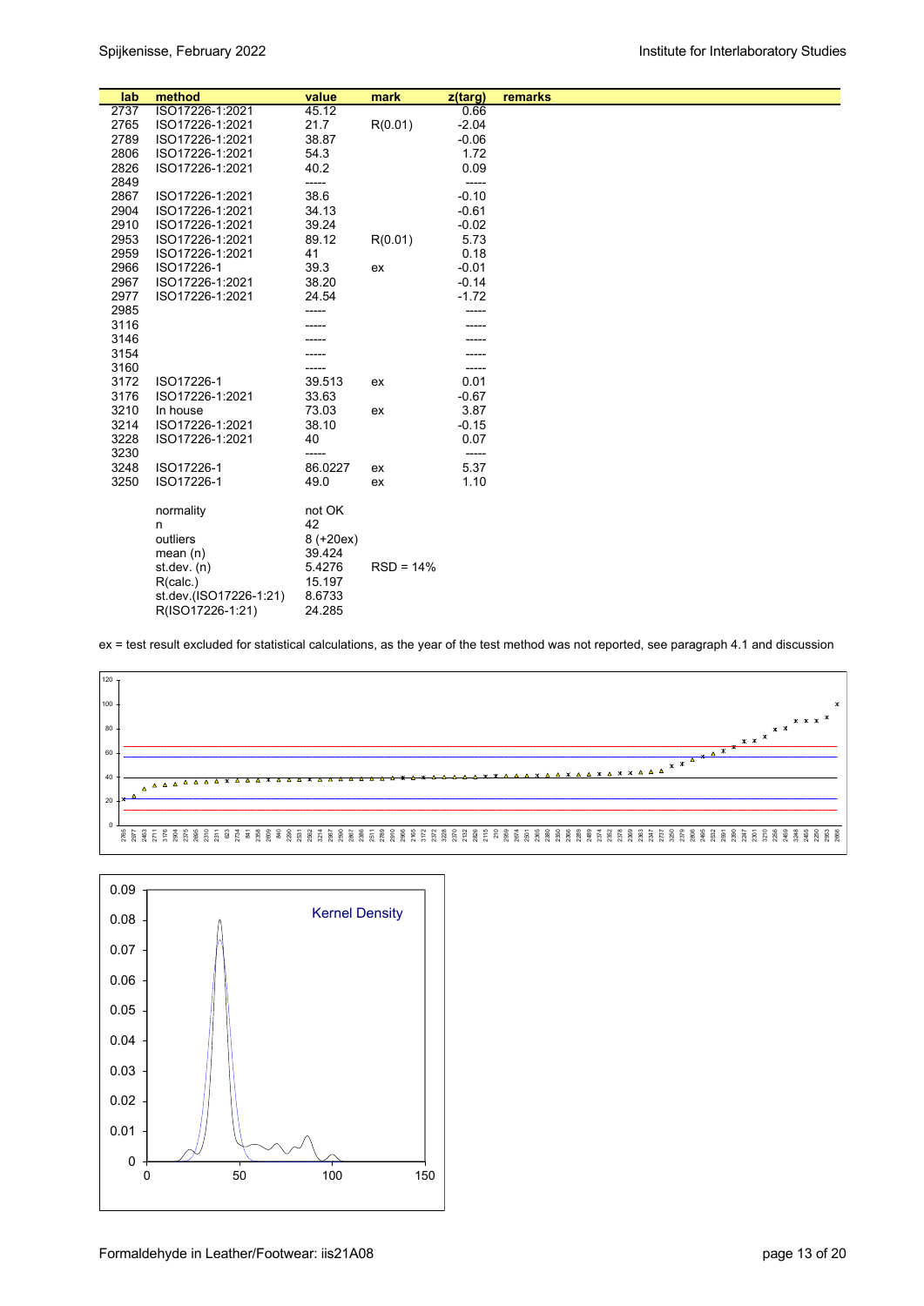| lab | method | value | mark | z(targ) | remarks |
|---|---|---|---|---|---|
| 2737 | ISO17226-1:2021 | 45.12 | | 0.66 | |
| 2765 | ISO17226-1:2021 | 21.7 | R(0.01) | -2.04 | |
| 2789 | ISO17226-1:2021 | 38.87 | | -0.06 | |
| 2806 | ISO17226-1:2021 | 54.3 | | 1.72 | |
| 2826 | ISO17226-1:2021 | 40.2 | | 0.09 | |
| 2849 | | ----- | | ----- | |
| 2867 | ISO17226-1:2021 | 38.6 | | -0.10 | |
| 2904 | ISO17226-1:2021 | 34.13 | | -0.61 | |
| 2910 | ISO17226-1:2021 | 39.24 | | -0.02 | |
| 2953 | ISO17226-1:2021 | 89.12 | R(0.01) | 5.73 | |
| 2959 | ISO17226-1:2021 | 41 | | 0.18 | |
| 2966 | ISO17226-1 | 39.3 | ex | -0.01 | |
| 2967 | ISO17226-1:2021 | 38.20 | | -0.14 | |
| 2977 | ISO17226-1:2021 | 24.54 | | -1.72 | |
| 2985 | | ----- | | ----- | |
| 3116 | | ----- | | ----- | |
| 3146 | | ----- | | ----- | |
| 3154 | | ----- | | ----- | |
| 3160 | | ----- | | ----- | |
| 3172 | ISO17226-1 | 39.513 | ex | 0.01 | |
| 3176 | ISO17226-1:2021 | 33.63 | | -0.67 | |
| 3210 | In house | 73.03 | ex | 3.87 | |
| 3214 | ISO17226-1:2021 | 38.10 | | -0.15 | |
| 3228 | ISO17226-1:2021 | 40 | | 0.07 | |
| 3230 | | ----- | | ----- | |
| 3248 | ISO17226-1 | 86.0227 | ex | 5.37 | |
| 3250 | ISO17226-1 | 49.0 | ex | 1.10 | |
| | normality | not OK | | | |
| | n | 42 | | | |
| | outliers | 8 (+20ex) | | | |
| | mean (n) | 39.424 | | | |
| | st.dev. (n) | 5.4276 | RSD = 14% | | |
| | R(calc.) | 15.197 | | | |
| | st.dev.(ISO17226-1:21) | 8.6733 | | | |
| | R(ISO17226-1:21) | 24.285 | | | |

ex = test result excluded for statistical calculations, as the year of the test method was not reported, see paragraph 4.1 and discussion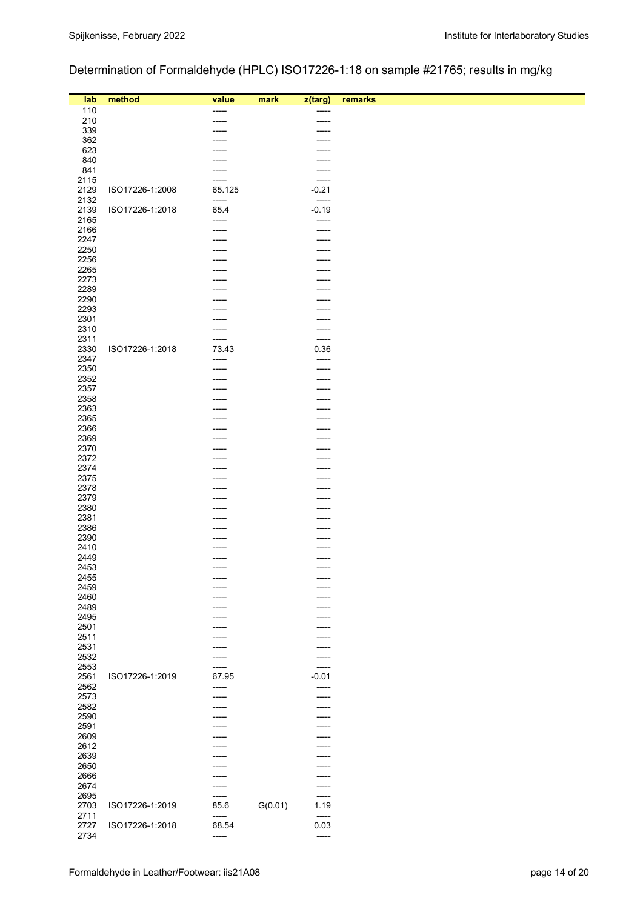Determination of Formaldehyde (HPLC) ISO17226-1:18 on sample #21765; results in mg/kg

| lab | method | value | mark | z(targ) | remarks |
|---|---|---|---|---|---|
| 110 | | ----- | | ----- | |
| 210 | | ----- | | ----- | |
| 339 | | ----- | | ----- | |
| 362 | | ----- | | ----- | |
| 623 | | ----- | | ----- | |
| 840 | | ----- | | ----- | |
| 841 | | ----- | | ----- | |
| 2115 | | ----- | | ----- | |
| 2129 | ISO17226-1:2008 | 65.125 | | -0.21 | |
| 2132 | | ----- | | ----- | |
| 2139 | ISO17226-1:2018 | 65.4 | | -0.19 | |
| 2165 | | ----- | | ----- | |
| 2166 | | ----- | | ----- | |
| 2247 | | ----- | | ----- | |
| 2250 | | ----- | | ----- | |
| 2256 | | ----- | | ----- | |
| 2265 | | ----- | | ----- | |
| 2273 | | ----- | | ----- | |
| 2289 | | ----- | | ----- | |
| 2290 | | ----- | | ----- | |
| 2293 | | ----- | | ----- | |
| 2301 | | ----- | | ----- | |
| 2310 | | ----- | | ----- | |
| 2311 | | ----- | | ----- | |
| 2330 | ISO17226-1:2018 | 73.43 | | 0.36 | |
| 2347 | | ----- | | ----- | |
| 2350 | | ----- | | ----- | |
| 2352 | | ----- | | ----- | |
| 2357 | | ----- | | ----- | |
| 2358 | | ----- | | ----- | |
| 2363 | | ----- | | ----- | |
| 2365 | | ----- | | ----- | |
| 2366 | | ----- | | ----- | |
| 2369 | | ----- | | ----- | |
| 2370 | | ----- | | ----- | |
| 2372 | | ----- | | ----- | |
| 2374 | | ----- | | ----- | |
| 2375 | | ----- | | ----- | |
| 2378 | | ----- | | ----- | |
| 2379 | | ----- | | ----- | |
| 2380 | | ----- | | ----- | |
| 2381 | | ----- | | ----- | |
| 2386 | | ----- | | ----- | |
| 2390 | | ----- | | ----- | |
| 2410 | | ----- | | ----- | |
| 2449 | | ----- | | ----- | |
| 2453 | | ----- | | ----- | |
| 2455 | | ----- | | ----- | |
| 2459 | | ----- | | ----- | |
| 2460 | | ----- | | ----- | |
| 2489 | | ----- | | ----- | |
| 2495 | | ----- | | ----- | |
| 2501 | | ----- | | ----- | |
| 2511 | | ----- | | ----- | |
| 2531 | | ----- | | ----- | |
| 2532 | | ----- | | ----- | |
| 2553 | | ----- | | ----- | |
| 2561 | ISO17226-1:2019 | 67.95 | | -0.01 | |
| 2562 | | ----- | | ----- | |
| 2573 | | ----- | | ----- | |
| 2582 | | ----- | | ----- | |
| 2590 | | ----- | | ----- | |
| 2591 | | ----- | | ----- | |
| 2609 | | ----- | | ----- | |
| 2612 | | ----- | | ----- | |
| 2639 | | ----- | | ----- | |
| 2650 | | ----- | | ----- | |
| 2666 | | ----- | | ----- | |
| 2674 | | ----- | | ----- | |
| 2695 | | ----- | | ----- | |
| 2703 | ISO17226-1:2019 | 85.6 | G(0.01) | 1.19 | |
| 2711 | | ----- | | ----- | |
| 2727 | ISO17226-1:2018 | 68.54 | | 0.03 | |
| 2734 | | ----- | | ----- | |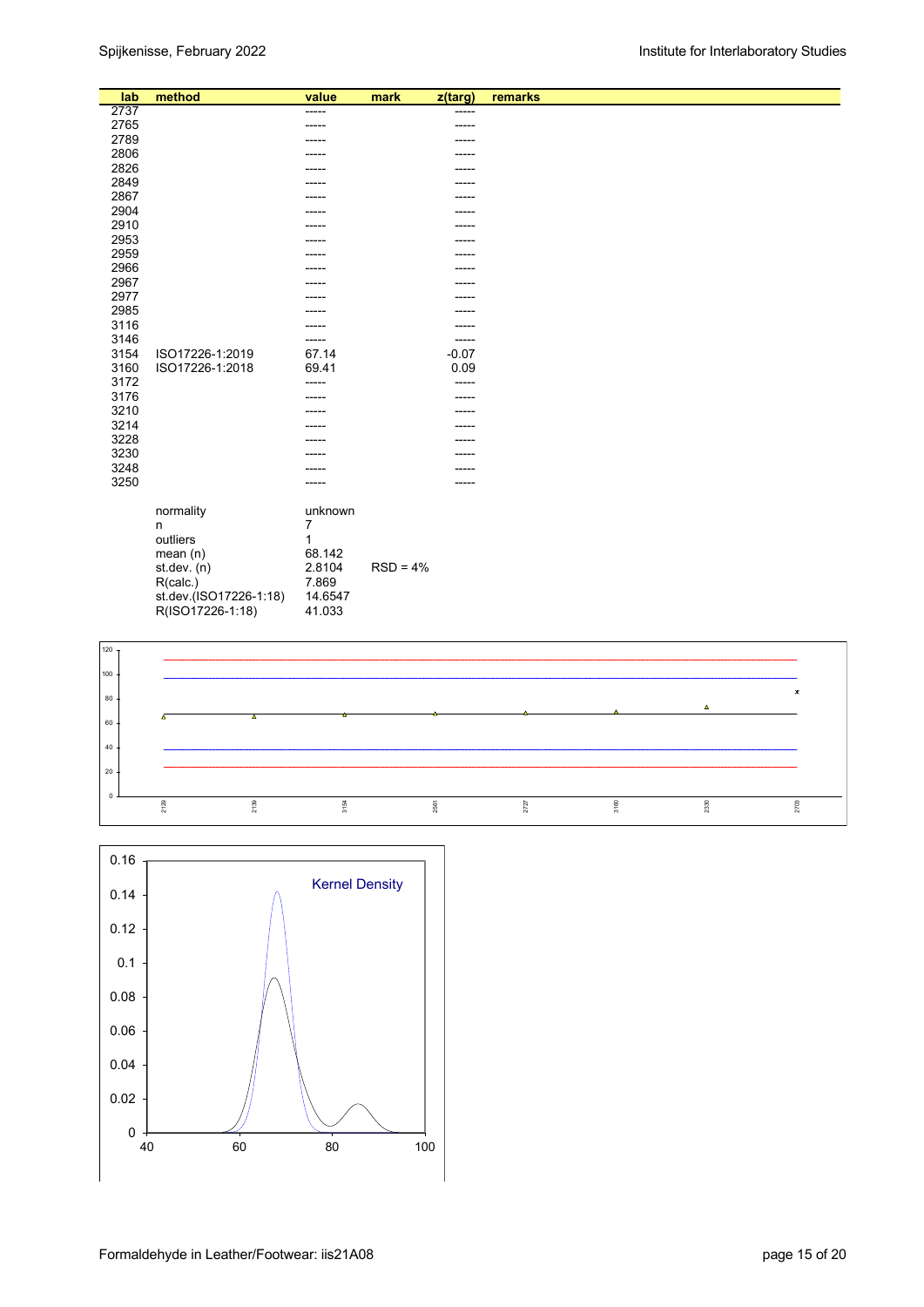| lab | method | value | mark | z(targ) | remarks |
|---|---|---|---|---|---|
| 2737 | | ----- | | ----- | |
| 2765 | | ----- | | ----- | |
| 2789 | | ----- | | ----- | |
| 2806 | | ----- | | ----- | |
| 2826 | | ----- | | ----- | |
| 2849 | | ----- | | ----- | |
| 2867 | | ----- | | ----- | |
| 2904 | | ----- | | ----- | |
| 2910 | | ----- | | ----- | |
| 2953 | | ----- | | ----- | |
| 2959 | | ----- | | ----- | |
| 2966 | | ----- | | ----- | |
| 2967 | | ----- | | ----- | |
| 2977 | | ----- | | ----- | |
| 2985 | | ----- | | ----- | |
| 3116 | | ----- | | ----- | |
| 3146 | | ----- | | ----- | |
| 3154 | ISO17226-1:2019 | 67.14 | | -0.07 | |
| 3160 | ISO17226-1:2018 | 69.41 | | 0.09 | |
| 3172 | | ----- | | ----- | |
| 3176 | | ----- | | ----- | |
| 3210 | | ----- | | ----- | |
| 3214 | | ----- | | ----- | |
| 3228 | | ----- | | ----- | |
| 3230 | | ----- | | ----- | |
| 3248 | | ----- | | ----- | |
| 3250 | | ----- | | ----- | |

| | | |
|---|---|---|
| normality | unknown | |
| n | 7 | |
| outliers | 1 | |
| mean (n) | 68.142 | |
| st.dev. (n) | 2.8104 | RSD = 4% |
| R(calc.) | 7.869 | |
| st.dev.(ISO17226-1:18) | 14.6547 | |
| R(ISO17226-1:18) | 41.033 | |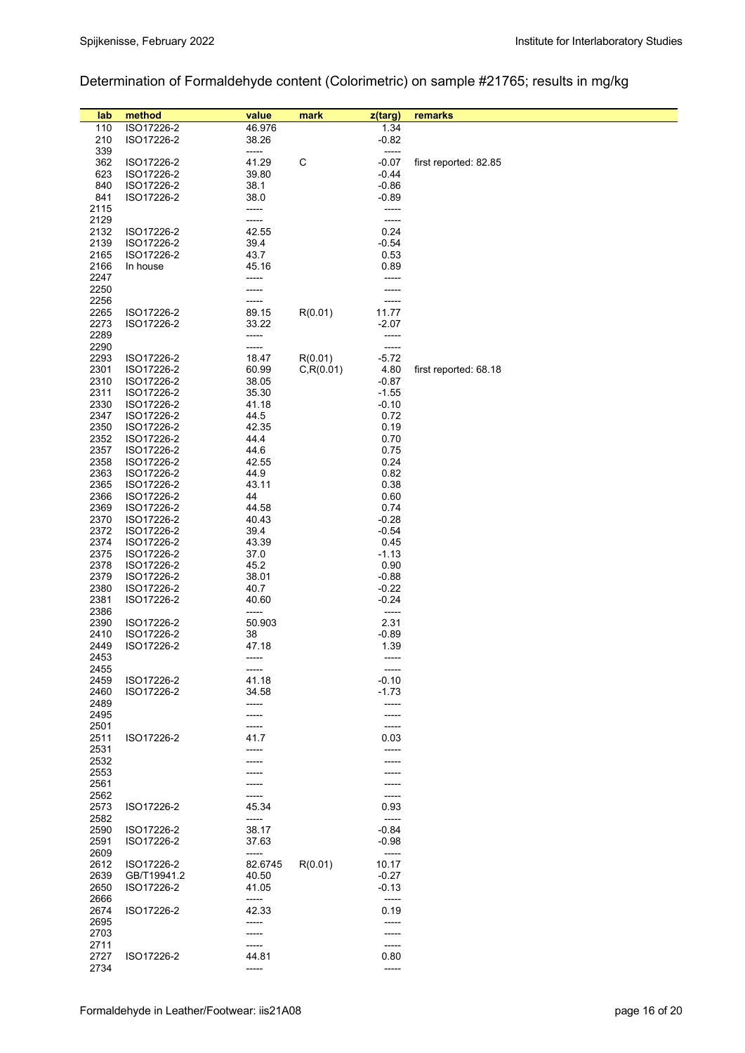Determination of Formaldehyde content (Colorimetric) on sample #21765; results in mg/kg

| lab | method | value | mark | z(targ) | remarks |
|---|---|---|---|---|---|
| 110 | ISO17226-2 | 46.976 | | 1.34 | |
| 210 | ISO17226-2 | 38.26 | | -0.82 | |
| 339 | | ----- | | ----- | |
| 362 | ISO17226-2 | 41.29 | C | -0.07 | first reported: 82.85 |
| 623 | ISO17226-2 | 39.80 | | -0.44 | |
| 840 | ISO17226-2 | 38.1 | | -0.86 | |
| 841 | ISO17226-2 | 38.0 | | -0.89 | |
| 2115 | | ----- | | ----- | |
| 2129 | | ----- | | ----- | |
| 2132 | ISO17226-2 | 42.55 | | 0.24 | |
| 2139 | ISO17226-2 | 39.4 | | -0.54 | |
| 2165 | ISO17226-2 | 43.7 | | 0.53 | |
| 2166 | In house | 45.16 | | 0.89 | |
| 2247 | | ----- | | ----- | |
| 2250 | | ----- | | ----- | |
| 2256 | | ----- | | ----- | |
| 2265 | ISO17226-2 | 89.15 | R(0.01) | 11.77 | |
| 2273 | ISO17226-2 | 33.22 | | -2.07 | |
| 2289 | | ----- | | ----- | |
| 2290 | | ----- | | ----- | |
| 2293 | ISO17226-2 | 18.47 | R(0.01) | -5.72 | |
| 2301 | ISO17226-2 | 60.99 | C,R(0.01) | 4.80 | first reported: 68.18 |
| 2310 | ISO17226-2 | 38.05 | | -0.87 | |
| 2311 | ISO17226-2 | 35.30 | | -1.55 | |
| 2330 | ISO17226-2 | 41.18 | | -0.10 | |
| 2347 | ISO17226-2 | 44.5 | | 0.72 | |
| 2350 | ISO17226-2 | 42.35 | | 0.19 | |
| 2352 | ISO17226-2 | 44.4 | | 0.70 | |
| 2357 | ISO17226-2 | 44.6 | | 0.75 | |
| 2358 | ISO17226-2 | 42.55 | | 0.24 | |
| 2363 | ISO17226-2 | 44.9 | | 0.82 | |
| 2365 | ISO17226-2 | 43.11 | | 0.38 | |
| 2366 | ISO17226-2 | 44 | | 0.60 | |
| 2369 | ISO17226-2 | 44.58 | | 0.74 | |
| 2370 | ISO17226-2 | 40.43 | | -0.28 | |
| 2372 | ISO17226-2 | 39.4 | | -0.54 | |
| 2374 | ISO17226-2 | 43.39 | | 0.45 | |
| 2375 | ISO17226-2 | 37.0 | | -1.13 | |
| 2378 | ISO17226-2 | 45.2 | | 0.90 | |
| 2379 | ISO17226-2 | 38.01 | | -0.88 | |
| 2380 | ISO17226-2 | 40.7 | | -0.22 | |
| 2381 | ISO17226-2 | 40.60 | | -0.24 | |
| 2386 | | ----- | | ----- | |
| 2390 | ISO17226-2 | 50.903 | | 2.31 | |
| 2410 | ISO17226-2 | 38 | | -0.89 | |
| 2449 | ISO17226-2 | 47.18 | | 1.39 | |
| 2453 | | ----- | | ----- | |
| 2455 | | ----- | | ----- | |
| 2459 | ISO17226-2 | 41.18 | | -0.10 | |
| 2460 | ISO17226-2 | 34.58 | | -1.73 | |
| 2489 | | ----- | | ----- | |
| 2495 | | ----- | | ----- | |
| 2501 | | ----- | | ----- | |
| 2511 | ISO17226-2 | 41.7 | | 0.03 | |
| 2531 | | ----- | | ----- | |
| 2532 | | ----- | | ----- | |
| 2553 | | ----- | | ----- | |
| 2561 | | ----- | | ----- | |
| 2562 | | ----- | | ----- | |
| 2573 | ISO17226-2 | 45.34 | | 0.93 | |
| 2582 | | ----- | | ----- | |
| 2590 | ISO17226-2 | 38.17 | | -0.84 | |
| 2591 | ISO17226-2 | 37.63 | | -0.98 | |
| 2609 | | ----- | | ----- | |
| 2612 | ISO17226-2 | 82.6745 | R(0.01) | 10.17 | |
| 2639 | GB/T19941.2 | 40.50 | | -0.27 | |
| 2650 | ISO17226-2 | 41.05 | | -0.13 | |
| 2666 | | ----- | | ----- | |
| 2674 | ISO17226-2 | 42.33 | | 0.19 | |
| 2695 | | ----- | | ----- | |
| 2703 | | ----- | | ----- | |
| 2711 | | ----- | | ----- | |
| 2727 | ISO17226-2 | 44.81 | | 0.80 | |
| 2734 | | ----- | | ----- | |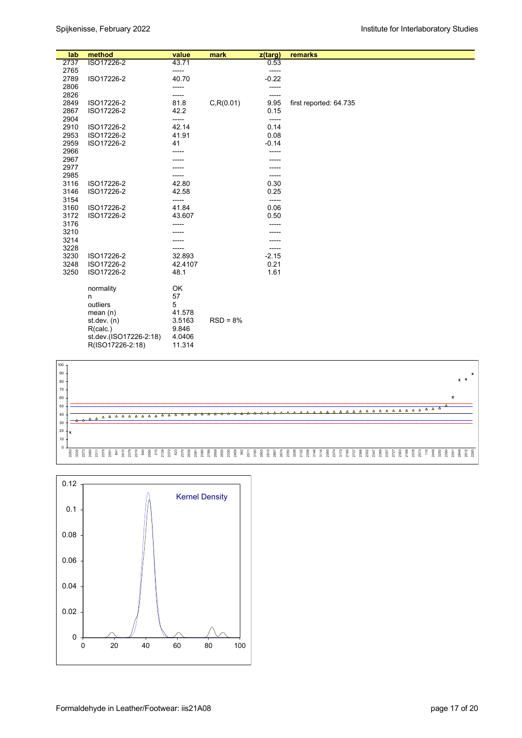| lab | method | value | mark | z(targ) | remarks |
|---|---|---|---|---|---|
| 2737 | ISO17226-2 | 43.71 | | 0.53 | |
| 2765 | | ----- | | ----- | |
| 2789 | ISO17226-2 | 40.70 | | -0.22 | |
| 2806 | | ----- | | ----- | |
| 2826 | | ----- | | ----- | |
| 2849 | ISO17226-2 | 81.8 | C,R(0.01) | 9.95 | first reported: 64.735 |
| 2867 | ISO17226-2 | 42.2 | | 0.15 | |
| 2904 | | ----- | | ----- | |
| 2910 | ISO17226-2 | 42.14 | | 0.14 | |
| 2953 | ISO17226-2 | 41.91 | | 0.08 | |
| 2959 | ISO17226-2 | 41 | | -0.14 | |
| 2966 | | ----- | | ----- | |
| 2967 | | ----- | | ----- | |
| 2977 | | ----- | | ----- | |
| 2985 | | ----- | | ----- | |
| 3116 | ISO17226-2 | 42.80 | | 0.30 | |
| 3146 | ISO17226-2 | 42.58 | | 0.25 | |
| 3154 | | ----- | | ----- | |
| 3160 | ISO17226-2 | 41.84 | | 0.06 | |
| 3172 | ISO17226-2 | 43.607 | | 0.50 | |
| 3176 | | ----- | | ----- | |
| 3210 | | ----- | | ----- | |
| 3214 | | ----- | | ----- | |
| 3228 | | ----- | | ----- | |
| 3230 | ISO17226-2 | 32.893 | | -2.15 | |
| 3248 | ISO17226-2 | 42.4107 | | 0.21 | |
| 3250 | ISO17226-2 | 48.1 | | 1.61 | |
| | normality | OK | | | |
| | n | 57 | | | |
| | outliers | 5 | | | |
| | mean (n) | 41.578 | | | |
| | st.dev. (n) | 3.5163 | RSD = 8% | | |
| | R(calc.) | 9.846 | | | |
| | st.dev.(ISO17226-2:18) | 4.0406 | | | |
| | R(ISO17226-2:18) | 11.314 | | | |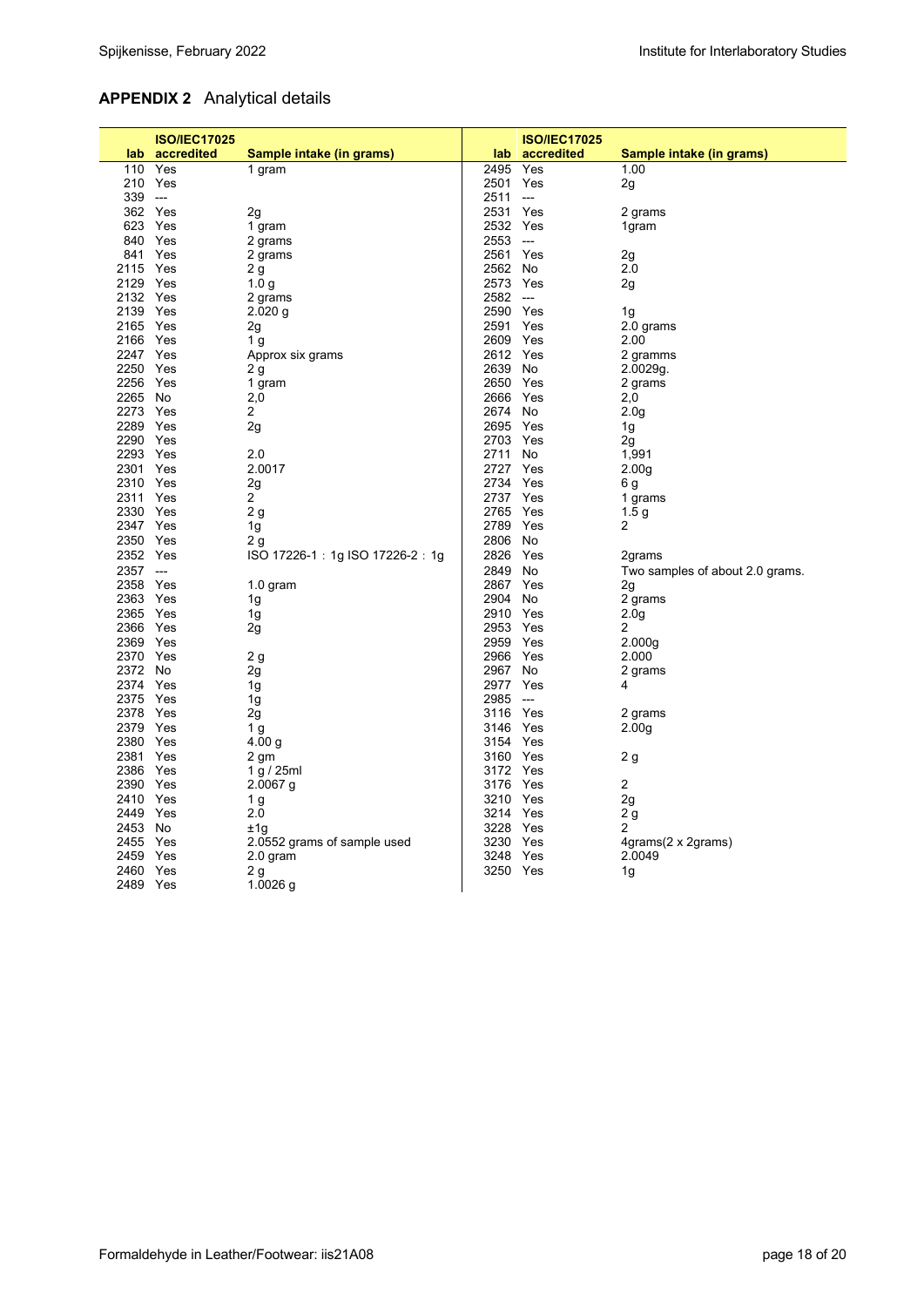## APPENDIX 2 Analytical details

| lab | ISO/IEC17025 accredited | Sample intake (in grams) | lab | ISO/IEC17025 accredited | Sample intake (in grams) |
|---|---|---|---|---|---|
| 110 | Yes | 1 gram | 2495 | Yes | 1.00 |
| 210 | Yes | | 2501 | Yes | 2g |
| 339 | --- | | 2511 | --- | |
| 362 | Yes | 2g | 2531 | Yes | 2 grams |
| 623 | Yes | 1 gram | 2532 | Yes | 1gram |
| 840 | Yes | 2 grams | 2553 | --- | |
| 841 | Yes | 2 grams | 2561 | Yes | 2g |
| 2115 | Yes | 2 g | 2562 | No | 2.0 |
| 2129 | Yes | 1.0 g | 2573 | Yes | 2g |
| 2132 | Yes | 2 grams | 2582 | --- | |
| 2139 | Yes | 2.020 g | 2590 | Yes | 1g |
| 2165 | Yes | 2g | 2591 | Yes | 2.0 grams |
| 2166 | Yes | 1 g | 2609 | Yes | 2.00 |
| 2247 | Yes | Approx six grams | 2612 | Yes | 2 gramms |
| 2250 | Yes | 2 g | 2639 | No | 2.0029g. |
| 2256 | Yes | 1 gram | 2650 | Yes | 2 grams |
| 2265 | No | 2,0 | 2666 | Yes | 2,0 |
| 2273 | Yes | 2 | 2674 | No | 2.0g |
| 2289 | Yes | 2g | 2695 | Yes | 1g |
| 2290 | Yes | | 2703 | Yes | 2g |
| 2293 | Yes | 2.0 | 2711 | No | 1,991 |
| 2301 | Yes | 2.0017 | 2727 | Yes | 2.00g |
| 2310 | Yes | 2g | 2734 | Yes | 6 g |
| 2311 | Yes | 2 | 2737 | Yes | 1 grams |
| 2330 | Yes | 2 g | 2765 | Yes | 1.5 g |
| 2347 | Yes | 1g | 2789 | Yes | 2 |
| 2350 | Yes | 2 g | 2806 | No | |
| 2352 | Yes | ISO 17226-1 : 1g ISO 17226-2 : 1g | 2826 | Yes | 2grams |
| 2357 | --- | | 2849 | No | Two samples of about 2.0 grams. |
| 2358 | Yes | 1.0 gram | 2867 | Yes | 2g |
| 2363 | Yes | 1g | 2904 | No | 2 grams |
| 2365 | Yes | 1g | 2910 | Yes | 2.0g |
| 2366 | Yes | 2g | 2953 | Yes | 2 |
| 2369 | Yes | | 2959 | Yes | 2.000g |
| 2370 | Yes | 2 g | 2966 | Yes | 2.000 |
| 2372 | No | 2g | 2967 | No | 2 grams |
| 2374 | Yes | 1g | 2977 | Yes | 4 |
| 2375 | Yes | 1g | 2985 | --- | |
| 2378 | Yes | 2g | 3116 | Yes | 2 grams |
| 2379 | Yes | 1 g | 3146 | Yes | 2.00g |
| 2380 | Yes | 4.00 g | 3154 | Yes | |
| 2381 | Yes | 2 gm | 3160 | Yes | 2 g |
| 2386 | Yes | 1 g / 25ml | 3172 | Yes | |
| 2390 | Yes | 2.0067 g | 3176 | Yes | 2 |
| 2410 | Yes | 1 g | 3210 | Yes | 2g |
| 2449 | Yes | 2.0 | 3214 | Yes | 2 g |
| 2453 | No | ±1g | 3228 | Yes | 2 |
| 2455 | Yes | 2.0552 grams of sample used | 3230 | Yes | 4grams(2 x 2grams) |
| 2459 | Yes | 2.0 gram | 3248 | Yes | 2.0049 |
| 2460 | Yes | 2 g | 3250 | Yes | 1g |
| 2489 | Yes | 1.0026 g | | | |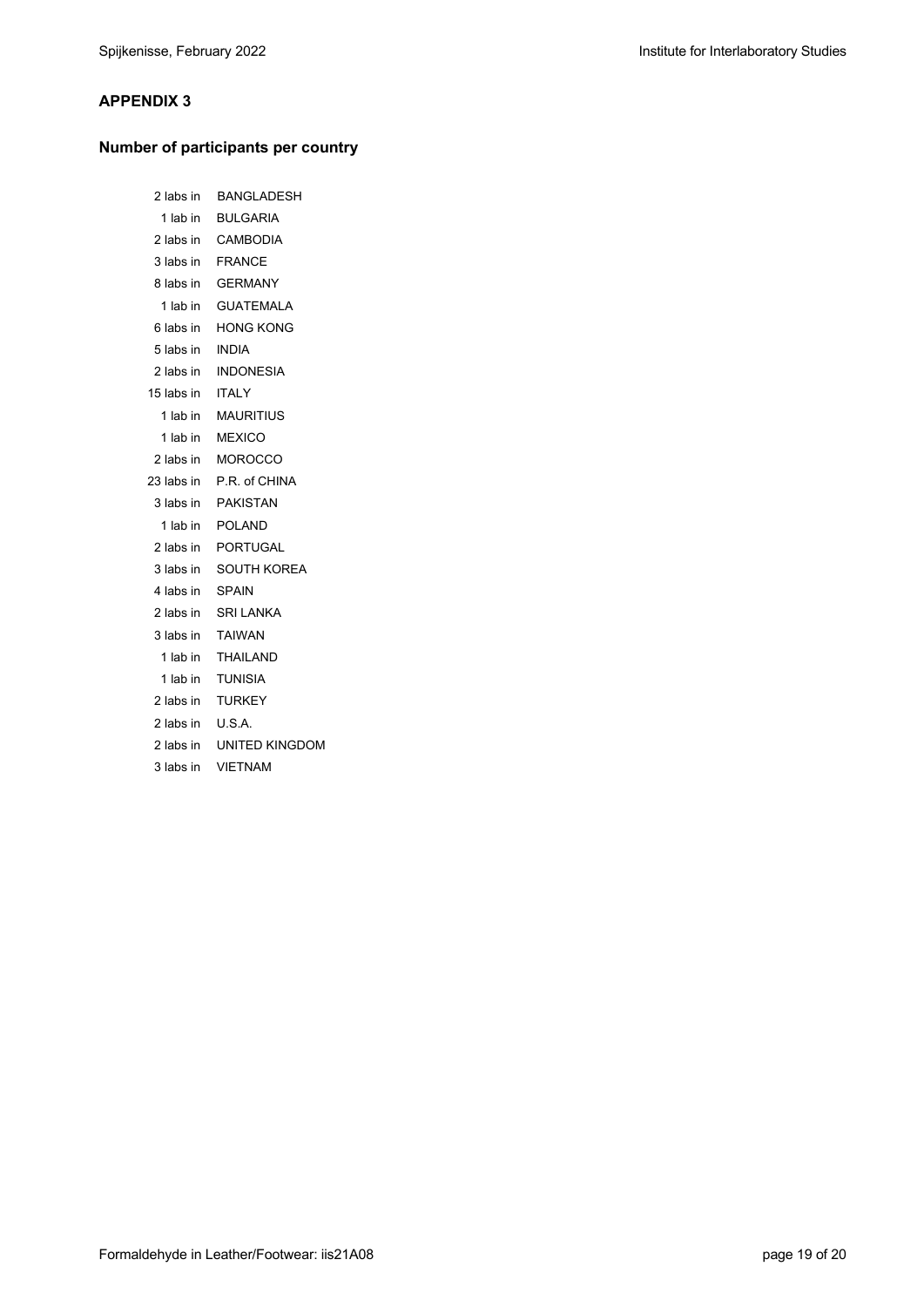## APPENDIX 3

### Number of participants per country

2 labs in BANGLADESH
1 lab in BULGARIA
2 labs in CAMBODIA
3 labs in FRANCE
8 labs in GERMANY
1 lab in GUATEMALA
6 labs in HONG KONG
5 labs in INDIA
2 labs in INDONESIA
15 labs in ITALY
1 lab in MAURITIUS
1 lab in MEXICO
2 labs in MOROCCO
23 labs in P.R. of CHINA
3 labs in PAKISTAN
1 lab in POLAND
2 labs in PORTUGAL
3 labs in SOUTH KOREA
4 labs in SPAIN
2 labs in SRI LANKA
3 labs in TAIWAN
1 lab in THAILAND
1 lab in TUNISIA
2 labs in TURKEY
2 labs in U.S.A.
2 labs in UNITED KINGDOM
3 labs in VIETNAM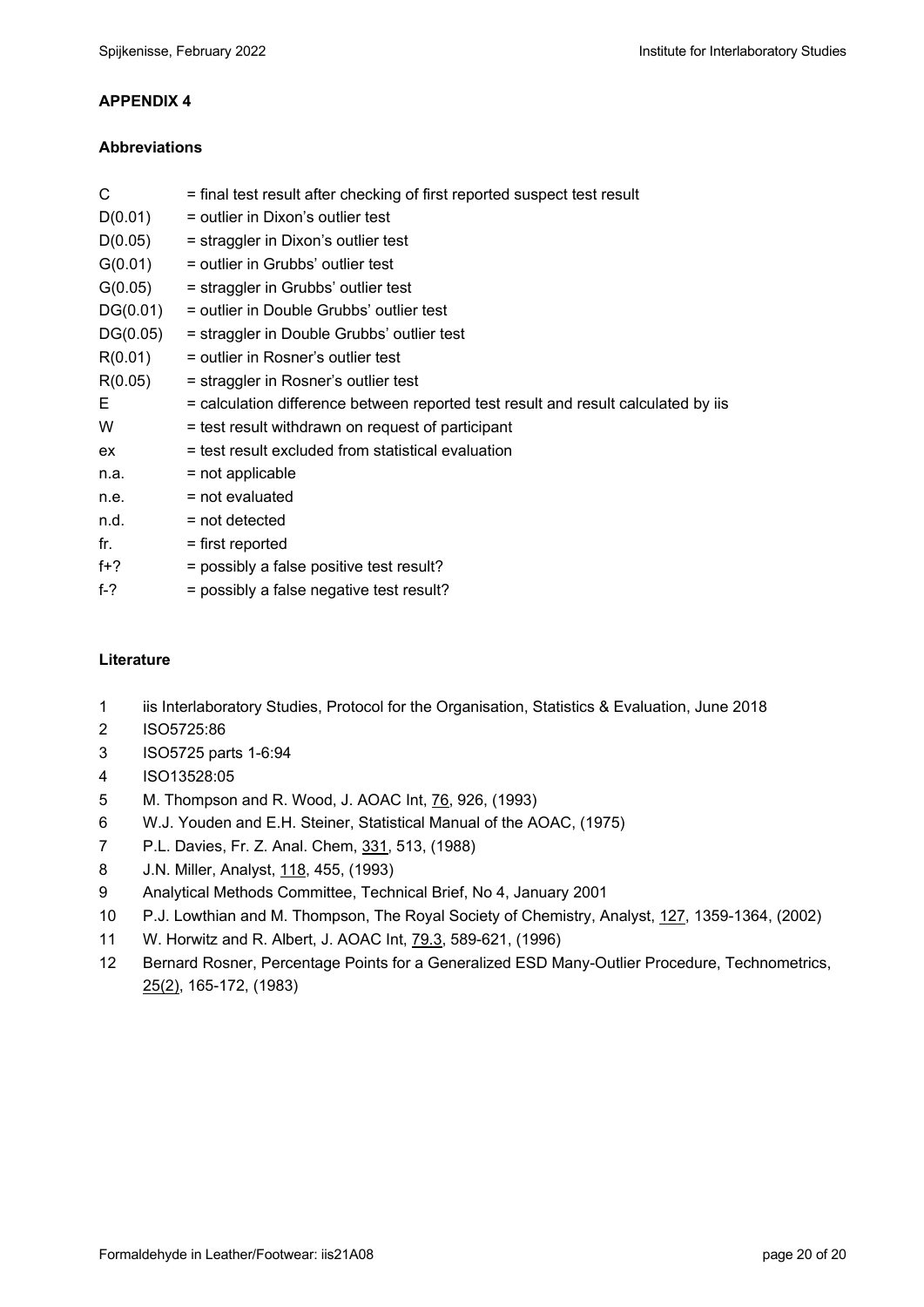## APPENDIX 4

### Abbreviations

| | |
|---|---|
| C | = final test result after checking of first reported suspect test result |
| D(0.01) | = outlier in Dixon's outlier test |
| D(0.05) | = straggler in Dixon's outlier test |
| G(0.01) | = outlier in Grubbs' outlier test |
| G(0.05) | = straggler in Grubbs' outlier test |
| DG(0.01) | = outlier in Double Grubbs' outlier test |
| DG(0.05) | = straggler in Double Grubbs' outlier test |
| R(0.01) | = outlier in Rosner's outlier test |
| R(0.05) | = straggler in Rosner's outlier test |
| E | = calculation difference between reported test result and result calculated by iis |
| W | = test result withdrawn on request of participant |
| ex | = test result excluded from statistical evaluation |
| n.a. | = not applicable |
| n.e. | = not evaluated |
| n.d. | = not detected |
| fr. | = first reported |
| f+? | = possibly a false positive test result? |
| f-? | = possibly a false negative test result? |

### Literature

1. iis Interlaboratory Studies, Protocol for the Organisation, Statistics & Evaluation, June 2018
2. ISO5725:86
3. ISO5725 parts 1-6:94
4. ISO13528:05
5. M. Thompson and R. Wood, J. AOAC Int, 76, 926, (1993)
6. W.J. Youden and E.H. Steiner, Statistical Manual of the AOAC, (1975)
7. P.L. Davies, Fr. Z. Anal. Chem, 331, 513, (1988)
8. J.N. Miller, Analyst, 118, 455, (1993)
9. Analytical Methods Committee, Technical Brief, No 4, January 2001
10. P.J. Lowthian and M. Thompson, The Royal Society of Chemistry, Analyst, 127, 1359-1364, (2002)
11. W. Horwitz and R. Albert, J. AOAC Int, 79.3, 589-621, (1996)
12. Bernard Rosner, Percentage Points for a Generalized ESD Many-Outlier Procedure, Technometrics, 25(2), 165-172, (1983)